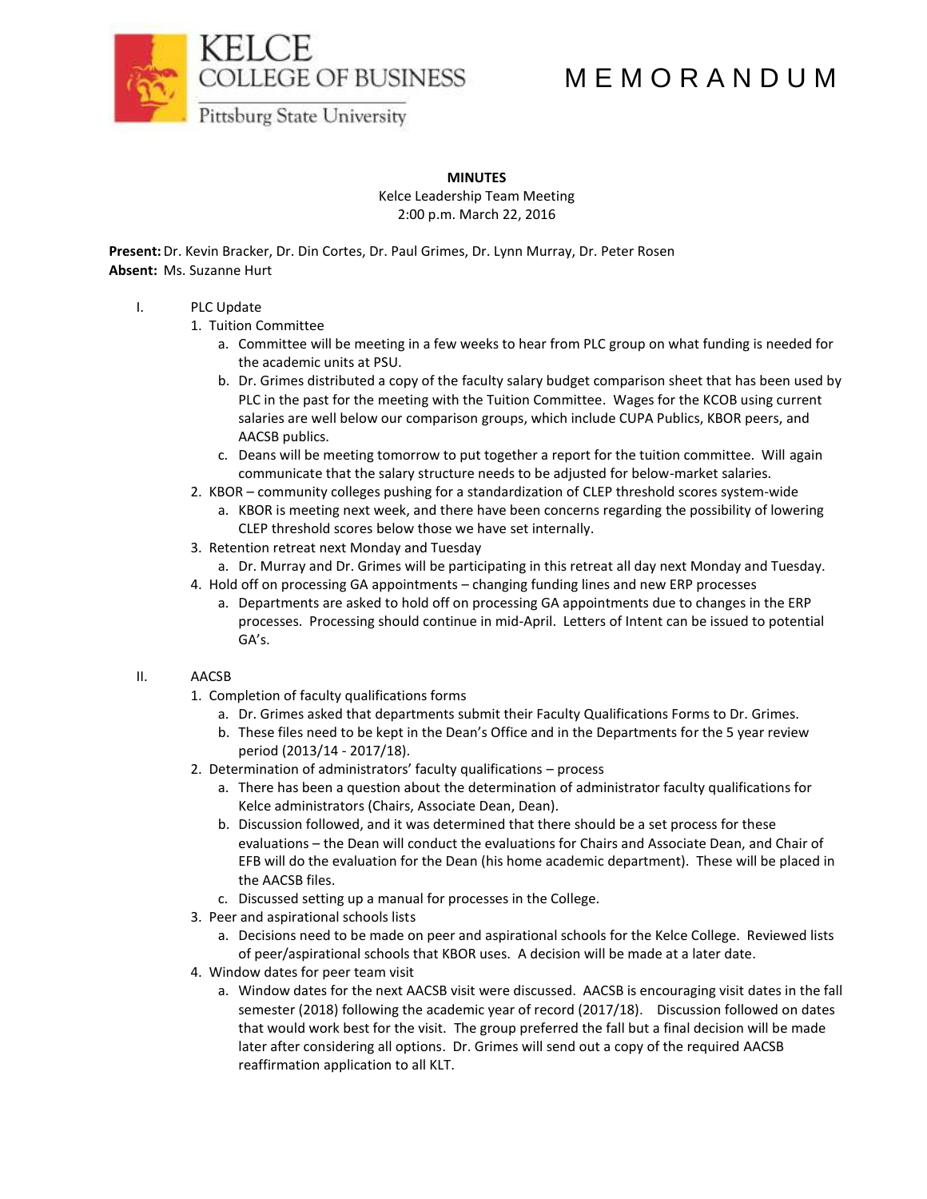# M E M O R A N D U M

**MINUTES**

Kelce Leadership Team Meeting
2:00 p.m. March 22, 2016

**Present:** Dr. Kevin Bracker, Dr. Din Cortes, Dr. Paul Grimes, Dr. Lynn Murray, Dr. Peter Rosen
**Absent:** Ms. Suzanne Hurt

I. PLC Update

1. Tuition Committee
    a. Committee will be meeting in a few weeks to hear from PLC group on what funding is needed for the academic units at PSU.
    b. Dr. Grimes distributed a copy of the faculty salary budget comparison sheet that has been used by PLC in the past for the meeting with the Tuition Committee. Wages for the KCOB using current salaries are well below our comparison groups, which include CUPA Publics, KBOR peers, and AACSB publics.
    c. Deans will be meeting tomorrow to put together a report for the tuition committee. Will again communicate that the salary structure needs to be adjusted for below-market salaries.
2. KBOR – community colleges pushing for a standardization of CLEP threshold scores system-wide
    a. KBOR is meeting next week, and there have been concerns regarding the possibility of lowering CLEP threshold scores below those we have set internally.
3. Retention retreat next Monday and Tuesday
    a. Dr. Murray and Dr. Grimes will be participating in this retreat all day next Monday and Tuesday.
4. Hold off on processing GA appointments – changing funding lines and new ERP processes
    a. Departments are asked to hold off on processing GA appointments due to changes in the ERP processes. Processing should continue in mid-April. Letters of Intent can be issued to potential GA's.

II. AACSB

1. Completion of faculty qualifications forms
    a. Dr. Grimes asked that departments submit their Faculty Qualifications Forms to Dr. Grimes.
    b. These files need to be kept in the Dean's Office and in the Departments for the 5 year review period (2013/14 - 2017/18).
2. Determination of administrators' faculty qualifications – process
    a. There has been a question about the determination of administrator faculty qualifications for Kelce administrators (Chairs, Associate Dean, Dean).
    b. Discussion followed, and it was determined that there should be a set process for these evaluations – the Dean will conduct the evaluations for Chairs and Associate Dean, and Chair of EFB will do the evaluation for the Dean (his home academic department). These will be placed in the AACSB files.
    c. Discussed setting up a manual for processes in the College.
3. Peer and aspirational schools lists
    a. Decisions need to be made on peer and aspirational schools for the Kelce College. Reviewed lists of peer/aspirational schools that KBOR uses. A decision will be made at a later date.
4. Window dates for peer team visit
    a. Window dates for the next AACSB visit were discussed. AACSB is encouraging visit dates in the fall semester (2018) following the academic year of record (2017/18). Discussion followed on dates that would work best for the visit. The group preferred the fall but a final decision will be made later after considering all options. Dr. Grimes will send out a copy of the required AACSB reaffirmation application to all KLT.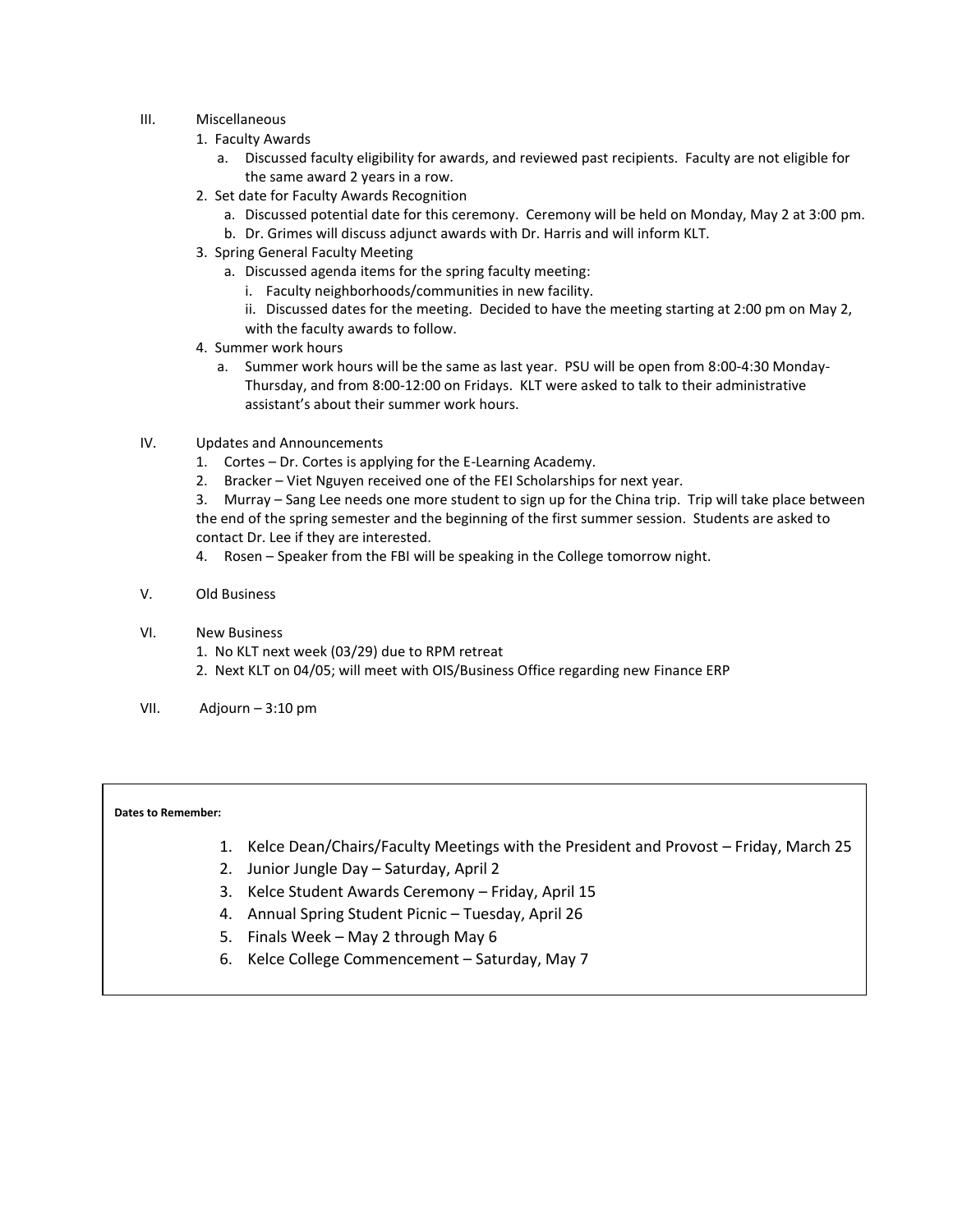III. Miscellaneous

1. Faculty Awards
   a. Discussed faculty eligibility for awards, and reviewed past recipients. Faculty are not eligible for the same award 2 years in a row.
2. Set date for Faculty Awards Recognition
   a. Discussed potential date for this ceremony. Ceremony will be held on Monday, May 2 at 3:00 pm.
   b. Dr. Grimes will discuss adjunct awards with Dr. Harris and will inform KLT.
3. Spring General Faculty Meeting
   a. Discussed agenda items for the spring faculty meeting:
      i. Faculty neighborhoods/communities in new facility.
      ii. Discussed dates for the meeting. Decided to have the meeting starting at 2:00 pm on May 2, with the faculty awards to follow.
4. Summer work hours
   a. Summer work hours will be the same as last year. PSU will be open from 8:00-4:30 Monday-Thursday, and from 8:00-12:00 on Fridays. KLT were asked to talk to their administrative assistant's about their summer work hours.

IV. Updates and Announcements

1. Cortes – Dr. Cortes is applying for the E-Learning Academy.
2. Bracker – Viet Nguyen received one of the FEI Scholarships for next year.
3. Murray – Sang Lee needs one more student to sign up for the China trip. Trip will take place between the end of the spring semester and the beginning of the first summer session. Students are asked to contact Dr. Lee if they are interested.
4. Rosen – Speaker from the FBI will be speaking in the College tomorrow night.

V. Old Business

VI. New Business

1. No KLT next week (03/29) due to RPM retreat
2. Next KLT on 04/05; will meet with OIS/Business Office regarding new Finance ERP

VII. Adjourn – 3:10 pm

**Dates to Remember:**

1. Kelce Dean/Chairs/Faculty Meetings with the President and Provost – Friday, March 25
2. Junior Jungle Day – Saturday, April 2
3. Kelce Student Awards Ceremony – Friday, April 15
4. Annual Spring Student Picnic – Tuesday, April 26
5. Finals Week – May 2 through May 6
6. Kelce College Commencement – Saturday, May 7